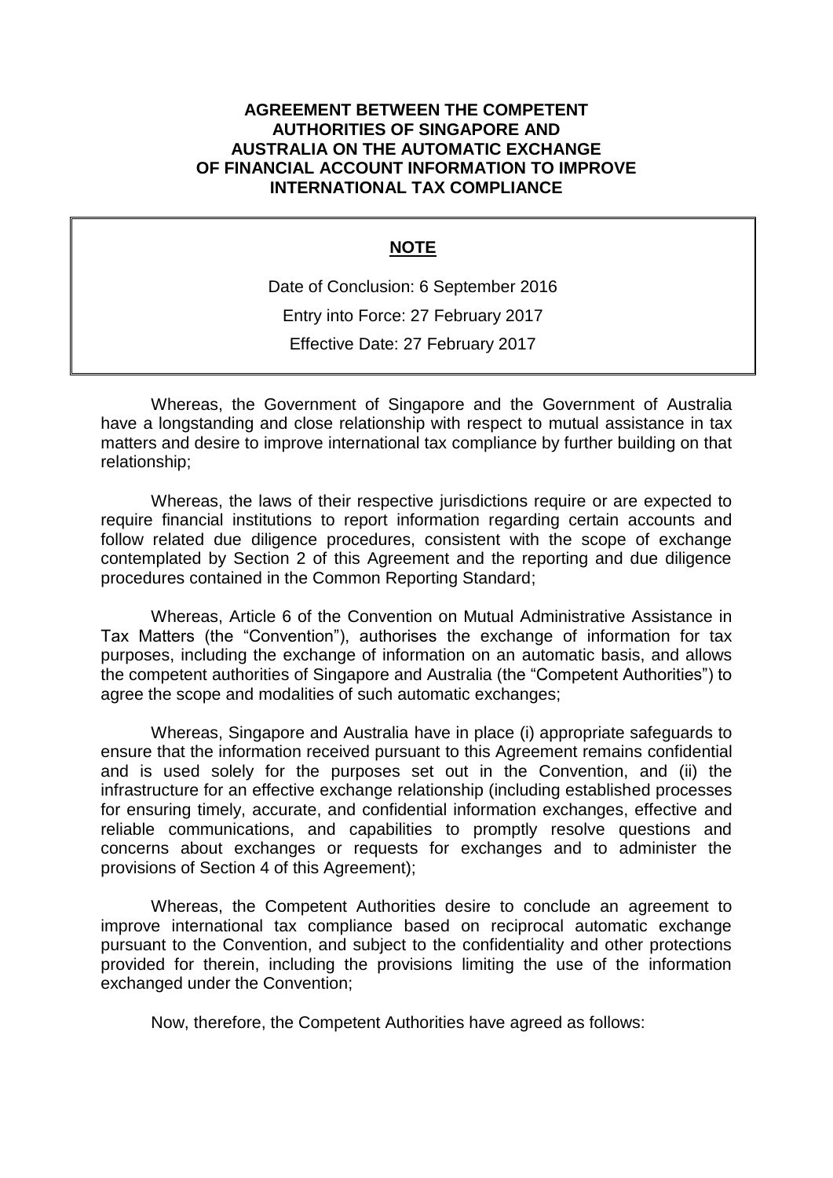# AGREEMENT BETWEEN THE COMPETENT AUTHORITIES OF SINGAPORE AND AUSTRALIA ON THE AUTOMATIC EXCHANGE OF FINANCIAL ACCOUNT INFORMATION TO IMPROVE INTERNATIONAL TAX COMPLIANCE

**NOTE**

Date of Conclusion: 6 September 2016

Entry into Force: 27 February 2017

Effective Date: 27 February 2017

Whereas, the Government of Singapore and the Government of Australia have a longstanding and close relationship with respect to mutual assistance in tax matters and desire to improve international tax compliance by further building on that relationship;

Whereas, the laws of their respective jurisdictions require or are expected to require financial institutions to report information regarding certain accounts and follow related due diligence procedures, consistent with the scope of exchange contemplated by Section 2 of this Agreement and the reporting and due diligence procedures contained in the Common Reporting Standard;

Whereas, Article 6 of the Convention on Mutual Administrative Assistance in Tax Matters (the "Convention"), authorises the exchange of information for tax purposes, including the exchange of information on an automatic basis, and allows the competent authorities of Singapore and Australia (the "Competent Authorities") to agree the scope and modalities of such automatic exchanges;

Whereas, Singapore and Australia have in place (i) appropriate safeguards to ensure that the information received pursuant to this Agreement remains confidential and is used solely for the purposes set out in the Convention, and (ii) the infrastructure for an effective exchange relationship (including established processes for ensuring timely, accurate, and confidential information exchanges, effective and reliable communications, and capabilities to promptly resolve questions and concerns about exchanges or requests for exchanges and to administer the provisions of Section 4 of this Agreement);

Whereas, the Competent Authorities desire to conclude an agreement to improve international tax compliance based on reciprocal automatic exchange pursuant to the Convention, and subject to the confidentiality and other protections provided for therein, including the provisions limiting the use of the information exchanged under the Convention;

Now, therefore, the Competent Authorities have agreed as follows: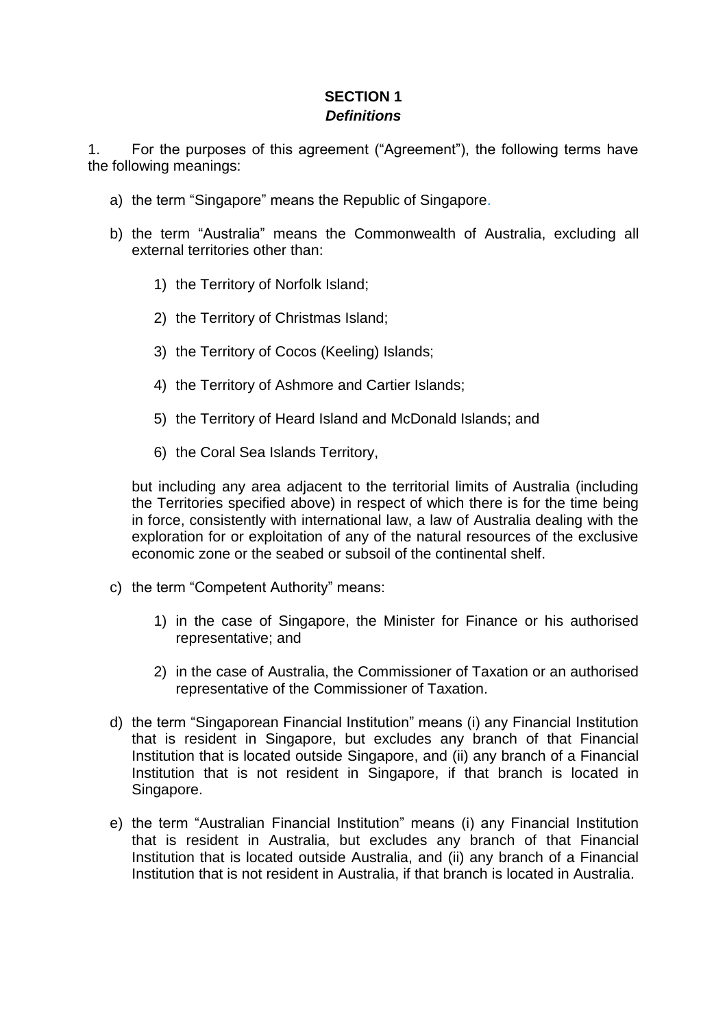# SECTION 1

***Definitions***

1. For the purposes of this agreement ("Agreement"), the following terms have the following meanings:

a) the term "Singapore" means the Republic of Singapore.

b) the term "Australia" means the Commonwealth of Australia, excluding all external territories other than:

1) the Territory of Norfolk Island;

2) the Territory of Christmas Island;

3) the Territory of Cocos (Keeling) Islands;

4) the Territory of Ashmore and Cartier Islands;

5) the Territory of Heard Island and McDonald Islands; and

6) the Coral Sea Islands Territory,

but including any area adjacent to the territorial limits of Australia (including the Territories specified above) in respect of which there is for the time being in force, consistently with international law, a law of Australia dealing with the exploration for or exploitation of any of the natural resources of the exclusive economic zone or the seabed or subsoil of the continental shelf.

c) the term "Competent Authority" means:

1) in the case of Singapore, the Minister for Finance or his authorised representative; and

2) in the case of Australia, the Commissioner of Taxation or an authorised representative of the Commissioner of Taxation.

d) the term "Singaporean Financial Institution" means (i) any Financial Institution that is resident in Singapore, but excludes any branch of that Financial Institution that is located outside Singapore, and (ii) any branch of a Financial Institution that is not resident in Singapore, if that branch is located in Singapore.

e) the term "Australian Financial Institution" means (i) any Financial Institution that is resident in Australia, but excludes any branch of that Financial Institution that is located outside Australia, and (ii) any branch of a Financial Institution that is not resident in Australia, if that branch is located in Australia.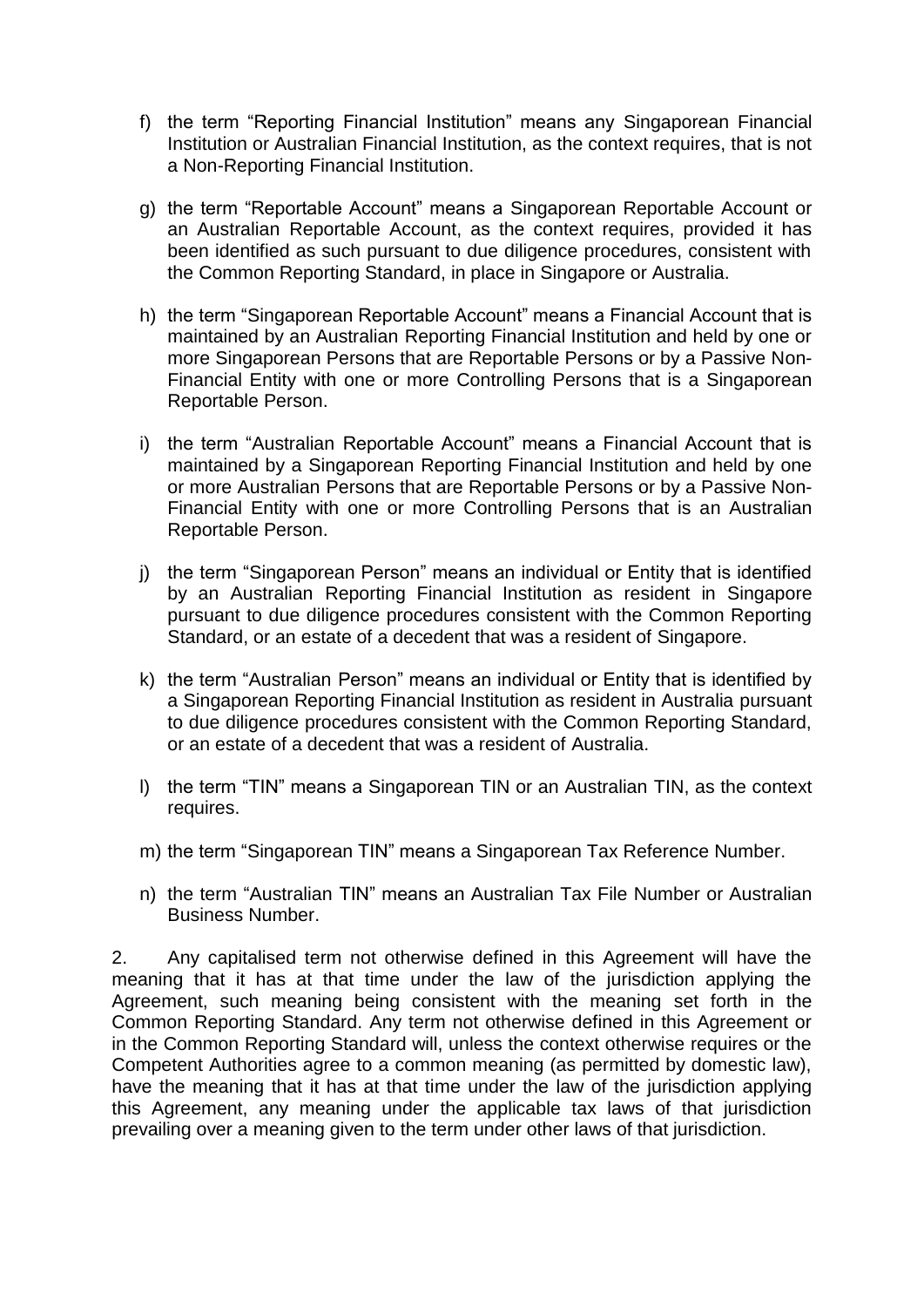f) the term "Reporting Financial Institution" means any Singaporean Financial Institution or Australian Financial Institution, as the context requires, that is not a Non-Reporting Financial Institution.

g) the term "Reportable Account" means a Singaporean Reportable Account or an Australian Reportable Account, as the context requires, provided it has been identified as such pursuant to due diligence procedures, consistent with the Common Reporting Standard, in place in Singapore or Australia.

h) the term "Singaporean Reportable Account" means a Financial Account that is maintained by an Australian Reporting Financial Institution and held by one or more Singaporean Persons that are Reportable Persons or by a Passive Non-Financial Entity with one or more Controlling Persons that is a Singaporean Reportable Person.

i) the term "Australian Reportable Account" means a Financial Account that is maintained by a Singaporean Reporting Financial Institution and held by one or more Australian Persons that are Reportable Persons or by a Passive Non-Financial Entity with one or more Controlling Persons that is an Australian Reportable Person.

j) the term "Singaporean Person" means an individual or Entity that is identified by an Australian Reporting Financial Institution as resident in Singapore pursuant to due diligence procedures consistent with the Common Reporting Standard, or an estate of a decedent that was a resident of Singapore.

k) the term "Australian Person" means an individual or Entity that is identified by a Singaporean Reporting Financial Institution as resident in Australia pursuant to due diligence procedures consistent with the Common Reporting Standard, or an estate of a decedent that was a resident of Australia.

l) the term "TIN" means a Singaporean TIN or an Australian TIN, as the context requires.

m) the term "Singaporean TIN" means a Singaporean Tax Reference Number.

n) the term "Australian TIN" means an Australian Tax File Number or Australian Business Number.

2. Any capitalised term not otherwise defined in this Agreement will have the meaning that it has at that time under the law of the jurisdiction applying the Agreement, such meaning being consistent with the meaning set forth in the Common Reporting Standard. Any term not otherwise defined in this Agreement or in the Common Reporting Standard will, unless the context otherwise requires or the Competent Authorities agree to a common meaning (as permitted by domestic law), have the meaning that it has at that time under the law of the jurisdiction applying this Agreement, any meaning under the applicable tax laws of that jurisdiction prevailing over a meaning given to the term under other laws of that jurisdiction.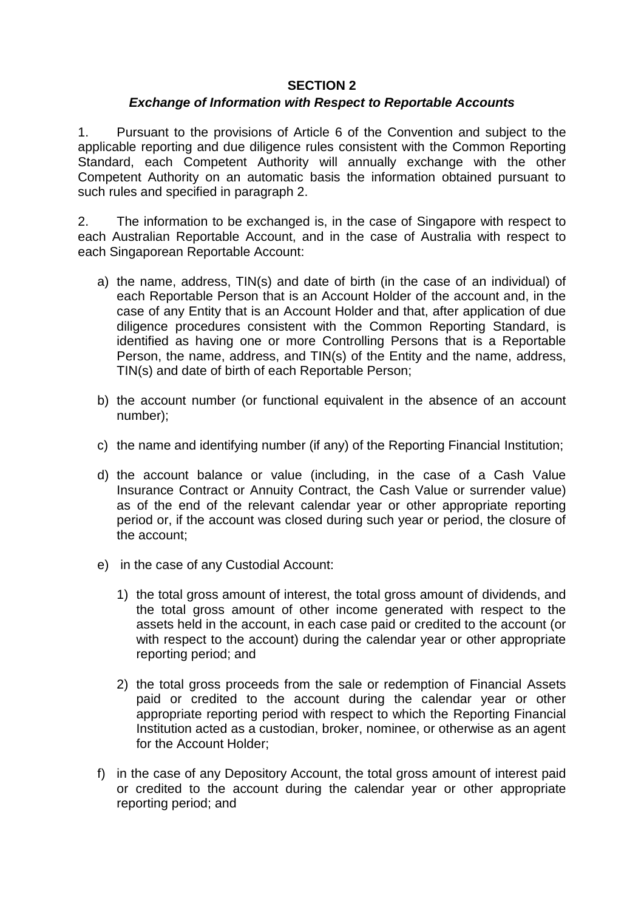## SECTION 2

### *Exchange of Information with Respect to Reportable Accounts*

1. Pursuant to the provisions of Article 6 of the Convention and subject to the applicable reporting and due diligence rules consistent with the Common Reporting Standard, each Competent Authority will annually exchange with the other Competent Authority on an automatic basis the information obtained pursuant to such rules and specified in paragraph 2.

2. The information to be exchanged is, in the case of Singapore with respect to each Australian Reportable Account, and in the case of Australia with respect to each Singaporean Reportable Account:

a) the name, address, TIN(s) and date of birth (in the case of an individual) of each Reportable Person that is an Account Holder of the account and, in the case of any Entity that is an Account Holder and that, after application of due diligence procedures consistent with the Common Reporting Standard, is identified as having one or more Controlling Persons that is a Reportable Person, the name, address, and TIN(s) of the Entity and the name, address, TIN(s) and date of birth of each Reportable Person;

b) the account number (or functional equivalent in the absence of an account number);

c) the name and identifying number (if any) of the Reporting Financial Institution;

d) the account balance or value (including, in the case of a Cash Value Insurance Contract or Annuity Contract, the Cash Value or surrender value) as of the end of the relevant calendar year or other appropriate reporting period or, if the account was closed during such year or period, the closure of the account;

e) in the case of any Custodial Account:

   1) the total gross amount of interest, the total gross amount of dividends, and the total gross amount of other income generated with respect to the assets held in the account, in each case paid or credited to the account (or with respect to the account) during the calendar year or other appropriate reporting period; and

   2) the total gross proceeds from the sale or redemption of Financial Assets paid or credited to the account during the calendar year or other appropriate reporting period with respect to which the Reporting Financial Institution acted as a custodian, broker, nominee, or otherwise as an agent for the Account Holder;

f) in the case of any Depository Account, the total gross amount of interest paid or credited to the account during the calendar year or other appropriate reporting period; and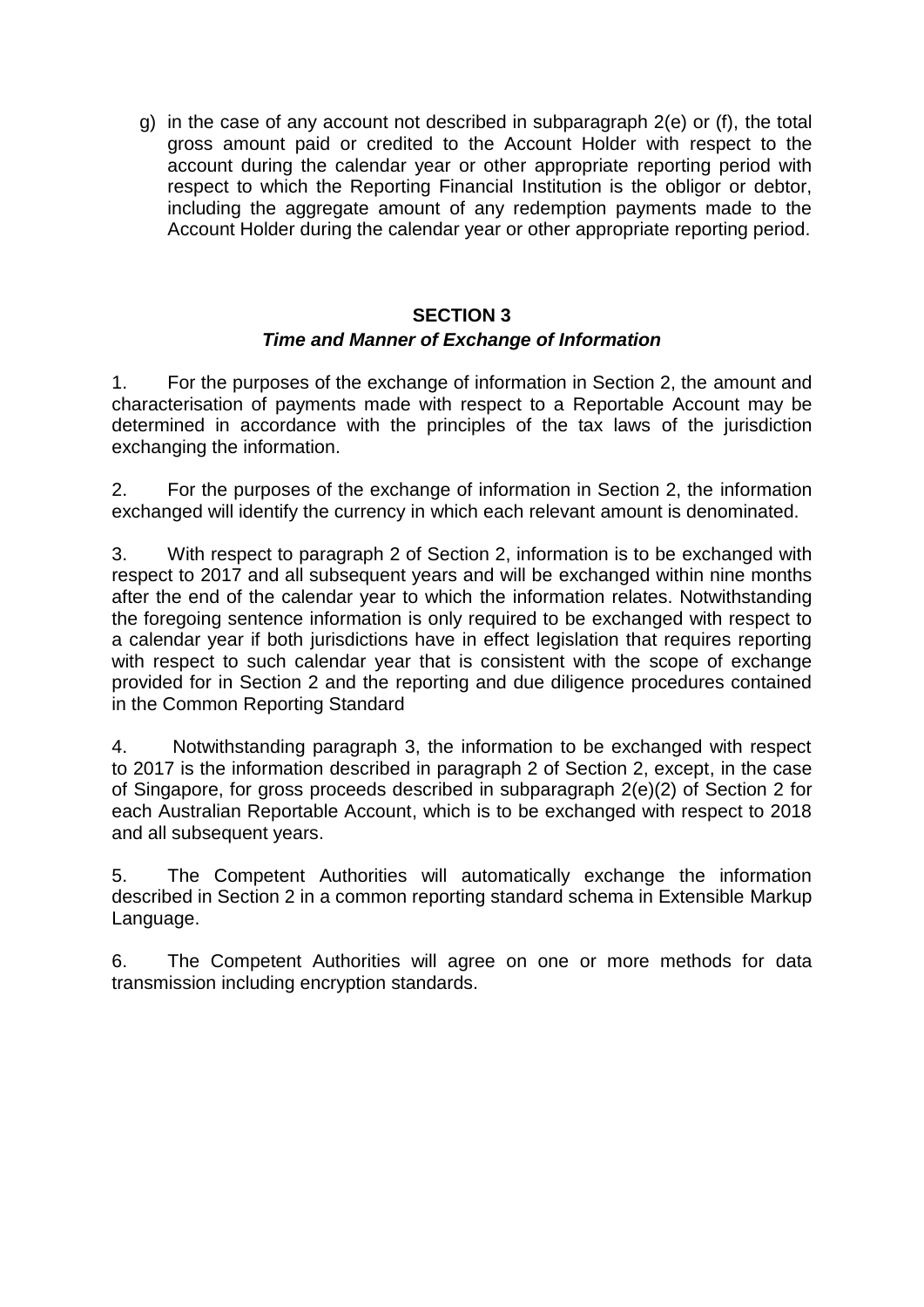g) in the case of any account not described in subparagraph 2(e) or (f), the total gross amount paid or credited to the Account Holder with respect to the account during the calendar year or other appropriate reporting period with respect to which the Reporting Financial Institution is the obligor or debtor, including the aggregate amount of any redemption payments made to the Account Holder during the calendar year or other appropriate reporting period.

## SECTION 3

### *Time and Manner of Exchange of Information*

1. For the purposes of the exchange of information in Section 2, the amount and characterisation of payments made with respect to a Reportable Account may be determined in accordance with the principles of the tax laws of the jurisdiction exchanging the information.

2. For the purposes of the exchange of information in Section 2, the information exchanged will identify the currency in which each relevant amount is denominated.

3. With respect to paragraph 2 of Section 2, information is to be exchanged with respect to 2017 and all subsequent years and will be exchanged within nine months after the end of the calendar year to which the information relates. Notwithstanding the foregoing sentence information is only required to be exchanged with respect to a calendar year if both jurisdictions have in effect legislation that requires reporting with respect to such calendar year that is consistent with the scope of exchange provided for in Section 2 and the reporting and due diligence procedures contained in the Common Reporting Standard

4. Notwithstanding paragraph 3, the information to be exchanged with respect to 2017 is the information described in paragraph 2 of Section 2, except, in the case of Singapore, for gross proceeds described in subparagraph 2(e)(2) of Section 2 for each Australian Reportable Account, which is to be exchanged with respect to 2018 and all subsequent years.

5. The Competent Authorities will automatically exchange the information described in Section 2 in a common reporting standard schema in Extensible Markup Language.

6. The Competent Authorities will agree on one or more methods for data transmission including encryption standards.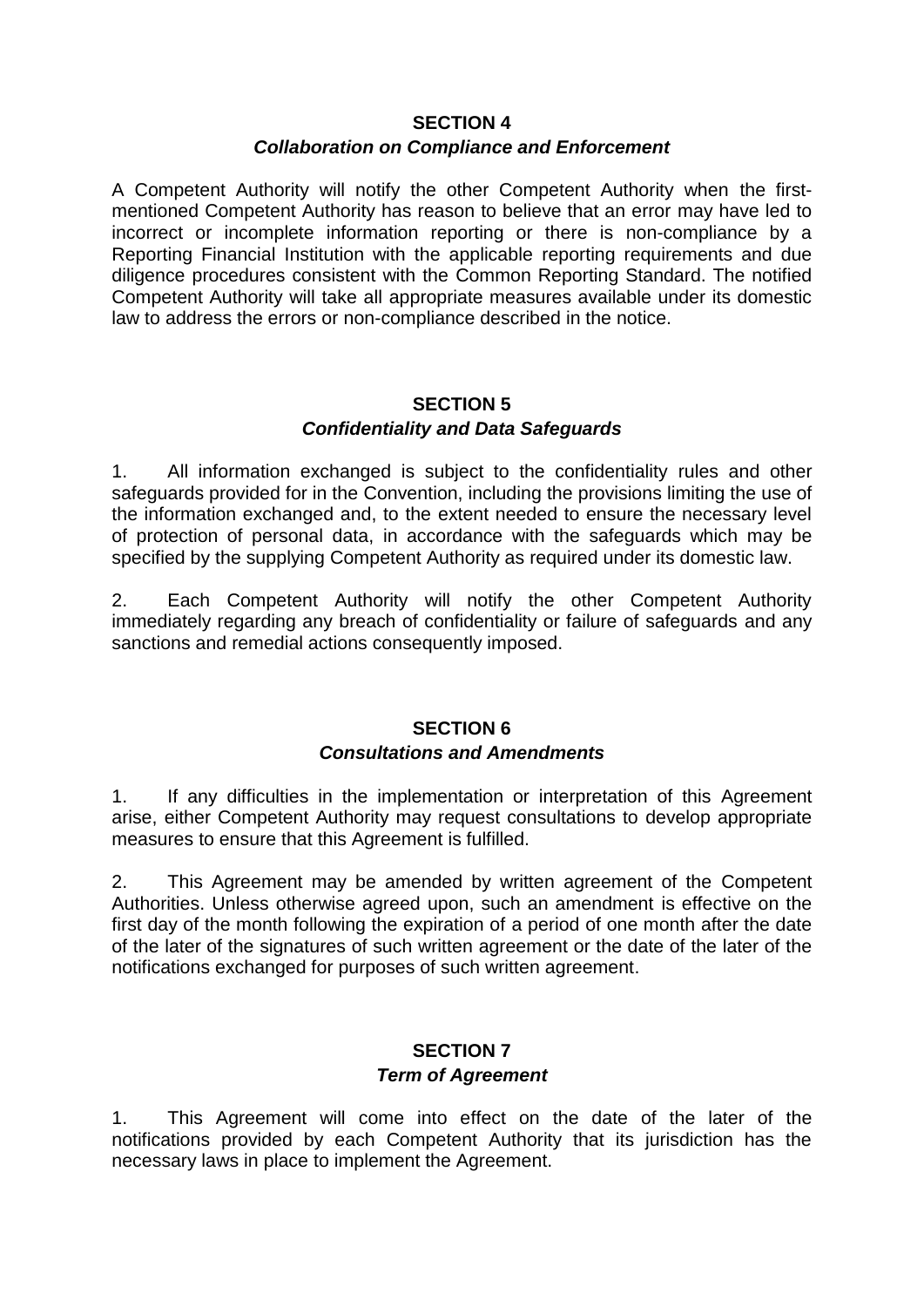## SECTION 4

### *Collaboration on Compliance and Enforcement*

A Competent Authority will notify the other Competent Authority when the first-mentioned Competent Authority has reason to believe that an error may have led to incorrect or incomplete information reporting or there is non-compliance by a Reporting Financial Institution with the applicable reporting requirements and due diligence procedures consistent with the Common Reporting Standard. The notified Competent Authority will take all appropriate measures available under its domestic law to address the errors or non-compliance described in the notice.

## SECTION 5

### *Confidentiality and Data Safeguards*

1. All information exchanged is subject to the confidentiality rules and other safeguards provided for in the Convention, including the provisions limiting the use of the information exchanged and, to the extent needed to ensure the necessary level of protection of personal data, in accordance with the safeguards which may be specified by the supplying Competent Authority as required under its domestic law.

2. Each Competent Authority will notify the other Competent Authority immediately regarding any breach of confidentiality or failure of safeguards and any sanctions and remedial actions consequently imposed.

## SECTION 6

### *Consultations and Amendments*

1. If any difficulties in the implementation or interpretation of this Agreement arise, either Competent Authority may request consultations to develop appropriate measures to ensure that this Agreement is fulfilled.

2. This Agreement may be amended by written agreement of the Competent Authorities. Unless otherwise agreed upon, such an amendment is effective on the first day of the month following the expiration of a period of one month after the date of the later of the signatures of such written agreement or the date of the later of the notifications exchanged for purposes of such written agreement.

## SECTION 7

### *Term of Agreement*

1. This Agreement will come into effect on the date of the later of the notifications provided by each Competent Authority that its jurisdiction has the necessary laws in place to implement the Agreement.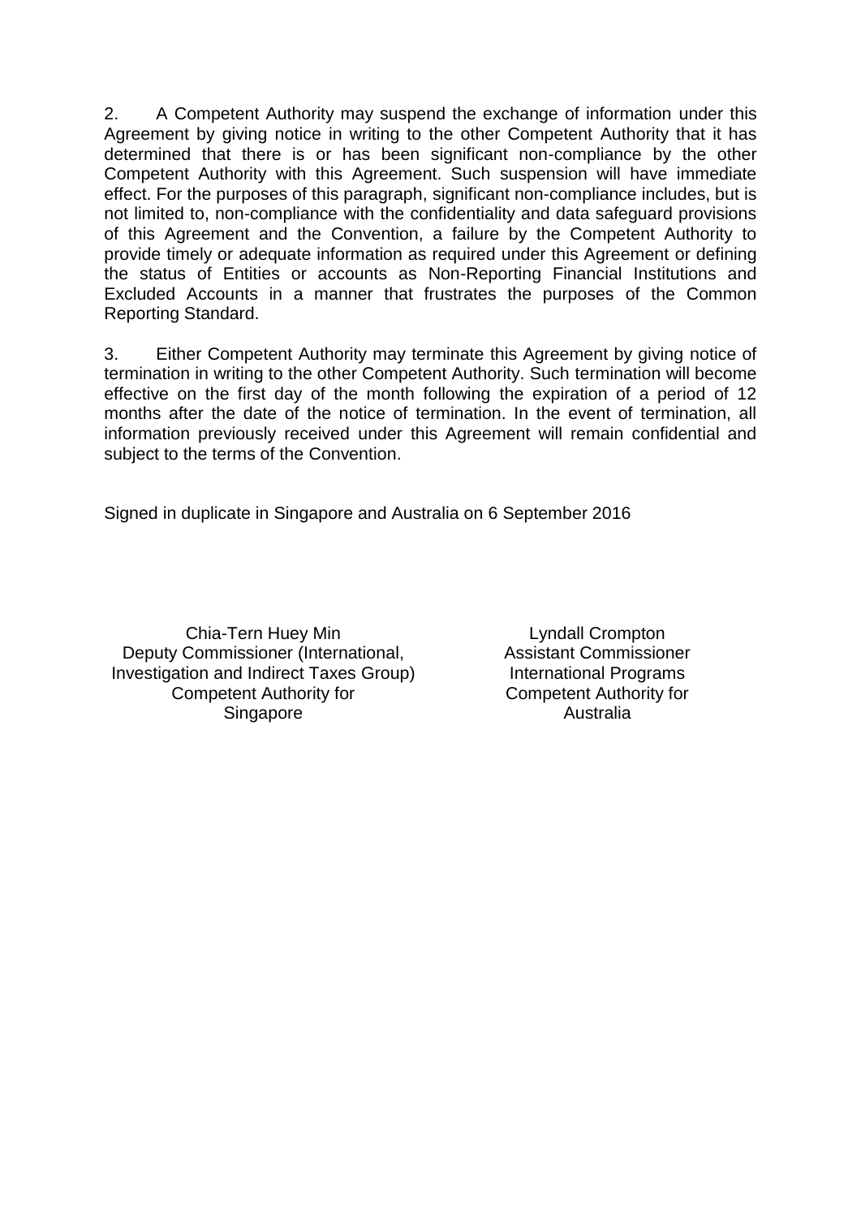2. A Competent Authority may suspend the exchange of information under this Agreement by giving notice in writing to the other Competent Authority that it has determined that there is or has been significant non-compliance by the other Competent Authority with this Agreement. Such suspension will have immediate effect. For the purposes of this paragraph, significant non-compliance includes, but is not limited to, non-compliance with the confidentiality and data safeguard provisions of this Agreement and the Convention, a failure by the Competent Authority to provide timely or adequate information as required under this Agreement or defining the status of Entities or accounts as Non-Reporting Financial Institutions and Excluded Accounts in a manner that frustrates the purposes of the Common Reporting Standard.

3. Either Competent Authority may terminate this Agreement by giving notice of termination in writing to the other Competent Authority. Such termination will become effective on the first day of the month following the expiration of a period of 12 months after the date of the notice of termination. In the event of termination, all information previously received under this Agreement will remain confidential and subject to the terms of the Convention.

Signed in duplicate in Singapore and Australia on 6 September 2016

Chia-Tern Huey Min
Deputy Commissioner (International, Investigation and Indirect Taxes Group)
Competent Authority for
Singapore

Lyndall Crompton
Assistant Commissioner
International Programs
Competent Authority for
Australia